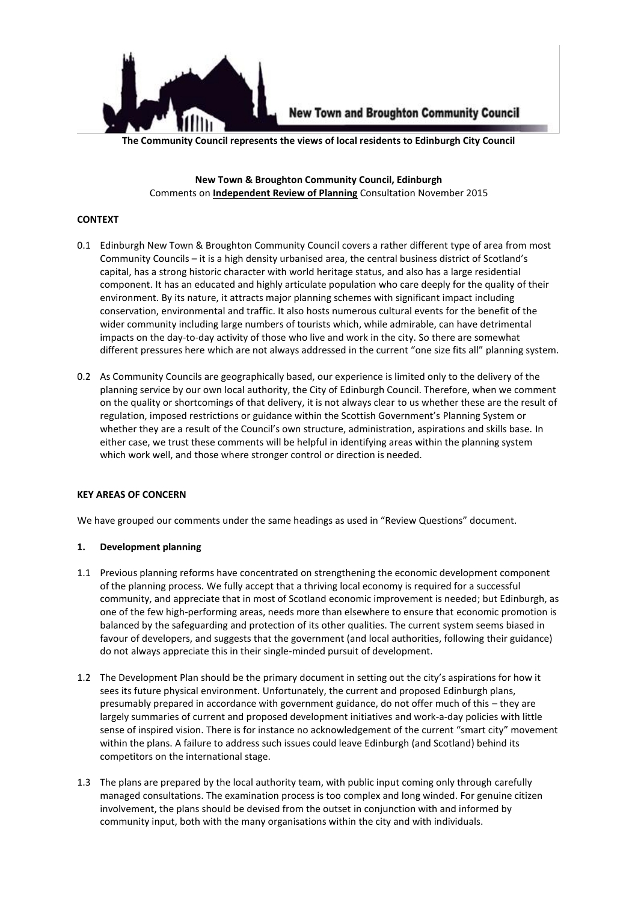New Town and Broughton Community Council

**The Community Council represents the views of local residents to Edinburgh City Council**

**New Town & Broughton Community Council, Edinburgh**
Comments on **Independent Review of Planning** Consultation November 2015

## CONTEXT

0.1 Edinburgh New Town & Broughton Community Council covers a rather different type of area from most Community Councils – it is a high density urbanised area, the central business district of Scotland's capital, has a strong historic character with world heritage status, and also has a large residential component. It has an educated and highly articulate population who care deeply for the quality of their environment. By its nature, it attracts major planning schemes with significant impact including conservation, environmental and traffic. It also hosts numerous cultural events for the benefit of the wider community including large numbers of tourists which, while admirable, can have detrimental impacts on the day-to-day activity of those who live and work in the city. So there are somewhat different pressures here which are not always addressed in the current "one size fits all" planning system.

0.2 As Community Councils are geographically based, our experience is limited only to the delivery of the planning service by our own local authority, the City of Edinburgh Council. Therefore, when we comment on the quality or shortcomings of that delivery, it is not always clear to us whether these are the result of regulation, imposed restrictions or guidance within the Scottish Government's Planning System or whether they are a result of the Council's own structure, administration, aspirations and skills base. In either case, we trust these comments will be helpful in identifying areas within the planning system which work well, and those where stronger control or direction is needed.

## KEY AREAS OF CONCERN

We have grouped our comments under the same headings as used in "Review Questions" document.

### 1. Development planning

1.1 Previous planning reforms have concentrated on strengthening the economic development component of the planning process. We fully accept that a thriving local economy is required for a successful community, and appreciate that in most of Scotland economic improvement is needed; but Edinburgh, as one of the few high-performing areas, needs more than elsewhere to ensure that economic promotion is balanced by the safeguarding and protection of its other qualities. The current system seems biased in favour of developers, and suggests that the government (and local authorities, following their guidance) do not always appreciate this in their single-minded pursuit of development.

1.2 The Development Plan should be the primary document in setting out the city's aspirations for how it sees its future physical environment. Unfortunately, the current and proposed Edinburgh plans, presumably prepared in accordance with government guidance, do not offer much of this – they are largely summaries of current and proposed development initiatives and work-a-day policies with little sense of inspired vision. There is for instance no acknowledgement of the current "smart city" movement within the plans. A failure to address such issues could leave Edinburgh (and Scotland) behind its competitors on the international stage.

1.3 The plans are prepared by the local authority team, with public input coming only through carefully managed consultations. The examination process is too complex and long winded. For genuine citizen involvement, the plans should be devised from the outset in conjunction with and informed by community input, both with the many organisations within the city and with individuals.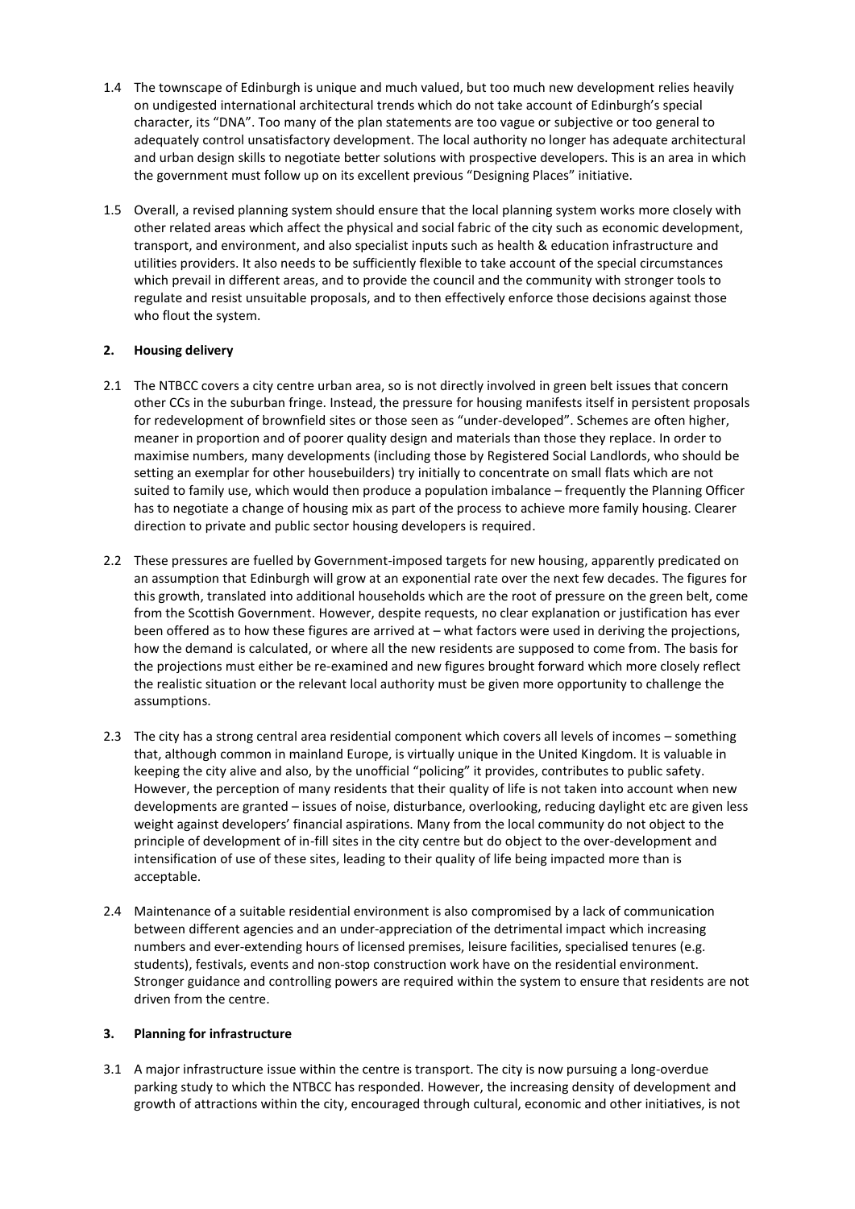1.4 The townscape of Edinburgh is unique and much valued, but too much new development relies heavily on undigested international architectural trends which do not take account of Edinburgh's special character, its "DNA". Too many of the plan statements are too vague or subjective or too general to adequately control unsatisfactory development. The local authority no longer has adequate architectural and urban design skills to negotiate better solutions with prospective developers. This is an area in which the government must follow up on its excellent previous "Designing Places" initiative.

1.5 Overall, a revised planning system should ensure that the local planning system works more closely with other related areas which affect the physical and social fabric of the city such as economic development, transport, and environment, and also specialist inputs such as health & education infrastructure and utilities providers. It also needs to be sufficiently flexible to take account of the special circumstances which prevail in different areas, and to provide the council and the community with stronger tools to regulate and resist unsuitable proposals, and to then effectively enforce those decisions against those who flout the system.

## 2. Housing delivery

2.1 The NTBCC covers a city centre urban area, so is not directly involved in green belt issues that concern other CCs in the suburban fringe. Instead, the pressure for housing manifests itself in persistent proposals for redevelopment of brownfield sites or those seen as "under-developed". Schemes are often higher, meaner in proportion and of poorer quality design and materials than those they replace. In order to maximise numbers, many developments (including those by Registered Social Landlords, who should be setting an exemplar for other housebuilders) try initially to concentrate on small flats which are not suited to family use, which would then produce a population imbalance – frequently the Planning Officer has to negotiate a change of housing mix as part of the process to achieve more family housing. Clearer direction to private and public sector housing developers is required.

2.2 These pressures are fuelled by Government-imposed targets for new housing, apparently predicated on an assumption that Edinburgh will grow at an exponential rate over the next few decades. The figures for this growth, translated into additional households which are the root of pressure on the green belt, come from the Scottish Government. However, despite requests, no clear explanation or justification has ever been offered as to how these figures are arrived at – what factors were used in deriving the projections, how the demand is calculated, or where all the new residents are supposed to come from. The basis for the projections must either be re-examined and new figures brought forward which more closely reflect the realistic situation or the relevant local authority must be given more opportunity to challenge the assumptions.

2.3 The city has a strong central area residential component which covers all levels of incomes – something that, although common in mainland Europe, is virtually unique in the United Kingdom. It is valuable in keeping the city alive and also, by the unofficial "policing" it provides, contributes to public safety. However, the perception of many residents that their quality of life is not taken into account when new developments are granted – issues of noise, disturbance, overlooking, reducing daylight etc are given less weight against developers' financial aspirations. Many from the local community do not object to the principle of development of in-fill sites in the city centre but do object to the over-development and intensification of use of these sites, leading to their quality of life being impacted more than is acceptable.

2.4 Maintenance of a suitable residential environment is also compromised by a lack of communication between different agencies and an under-appreciation of the detrimental impact which increasing numbers and ever-extending hours of licensed premises, leisure facilities, specialised tenures (e.g. students), festivals, events and non-stop construction work have on the residential environment. Stronger guidance and controlling powers are required within the system to ensure that residents are not driven from the centre.

## 3. Planning for infrastructure

3.1 A major infrastructure issue within the centre is transport. The city is now pursuing a long-overdue parking study to which the NTBCC has responded. However, the increasing density of development and growth of attractions within the city, encouraged through cultural, economic and other initiatives, is not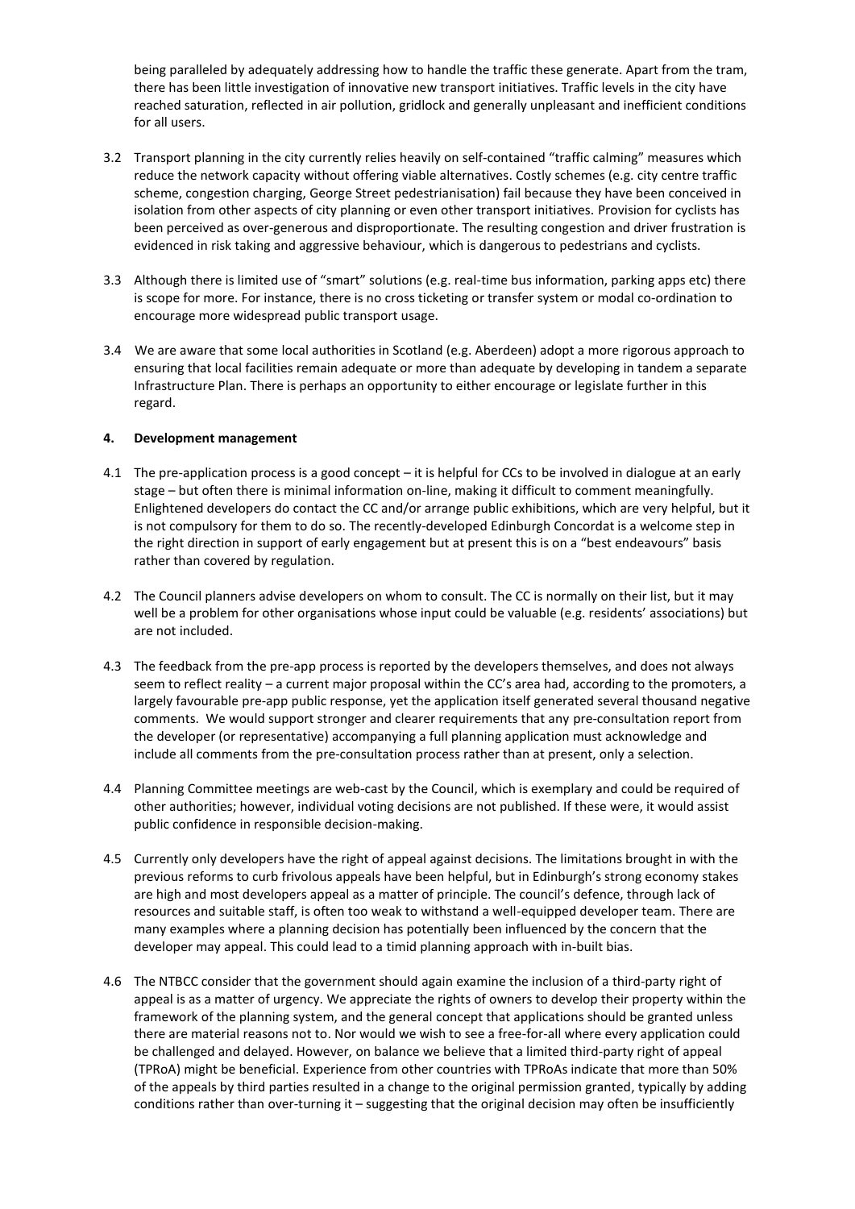being paralleled by adequately addressing how to handle the traffic these generate. Apart from the tram, there has been little investigation of innovative new transport initiatives. Traffic levels in the city have reached saturation, reflected in air pollution, gridlock and generally unpleasant and inefficient conditions for all users.

3.2 Transport planning in the city currently relies heavily on self-contained "traffic calming" measures which reduce the network capacity without offering viable alternatives. Costly schemes (e.g. city centre traffic scheme, congestion charging, George Street pedestrianisation) fail because they have been conceived in isolation from other aspects of city planning or even other transport initiatives. Provision for cyclists has been perceived as over-generous and disproportionate. The resulting congestion and driver frustration is evidenced in risk taking and aggressive behaviour, which is dangerous to pedestrians and cyclists.

3.3 Although there is limited use of "smart" solutions (e.g. real-time bus information, parking apps etc) there is scope for more. For instance, there is no cross ticketing or transfer system or modal co-ordination to encourage more widespread public transport usage.

3.4 We are aware that some local authorities in Scotland (e.g. Aberdeen) adopt a more rigorous approach to ensuring that local facilities remain adequate or more than adequate by developing in tandem a separate Infrastructure Plan. There is perhaps an opportunity to either encourage or legislate further in this regard.

**4. Development management**

4.1 The pre-application process is a good concept – it is helpful for CCs to be involved in dialogue at an early stage – but often there is minimal information on-line, making it difficult to comment meaningfully. Enlightened developers do contact the CC and/or arrange public exhibitions, which are very helpful, but it is not compulsory for them to do so. The recently-developed Edinburgh Concordat is a welcome step in the right direction in support of early engagement but at present this is on a "best endeavours" basis rather than covered by regulation.

4.2 The Council planners advise developers on whom to consult. The CC is normally on their list, but it may well be a problem for other organisations whose input could be valuable (e.g. residents' associations) but are not included.

4.3 The feedback from the pre-app process is reported by the developers themselves, and does not always seem to reflect reality – a current major proposal within the CC's area had, according to the promoters, a largely favourable pre-app public response, yet the application itself generated several thousand negative comments. We would support stronger and clearer requirements that any pre-consultation report from the developer (or representative) accompanying a full planning application must acknowledge and include all comments from the pre-consultation process rather than at present, only a selection.

4.4 Planning Committee meetings are web-cast by the Council, which is exemplary and could be required of other authorities; however, individual voting decisions are not published. If these were, it would assist public confidence in responsible decision-making.

4.5 Currently only developers have the right of appeal against decisions. The limitations brought in with the previous reforms to curb frivolous appeals have been helpful, but in Edinburgh's strong economy stakes are high and most developers appeal as a matter of principle. The council's defence, through lack of resources and suitable staff, is often too weak to withstand a well-equipped developer team. There are many examples where a planning decision has potentially been influenced by the concern that the developer may appeal. This could lead to a timid planning approach with in-built bias.

4.6 The NTBCC consider that the government should again examine the inclusion of a third-party right of appeal is as a matter of urgency. We appreciate the rights of owners to develop their property within the framework of the planning system, and the general concept that applications should be granted unless there are material reasons not to. Nor would we wish to see a free-for-all where every application could be challenged and delayed. However, on balance we believe that a limited third-party right of appeal (TPRoA) might be beneficial. Experience from other countries with TPRoAs indicate that more than 50% of the appeals by third parties resulted in a change to the original permission granted, typically by adding conditions rather than over-turning it – suggesting that the original decision may often be insufficiently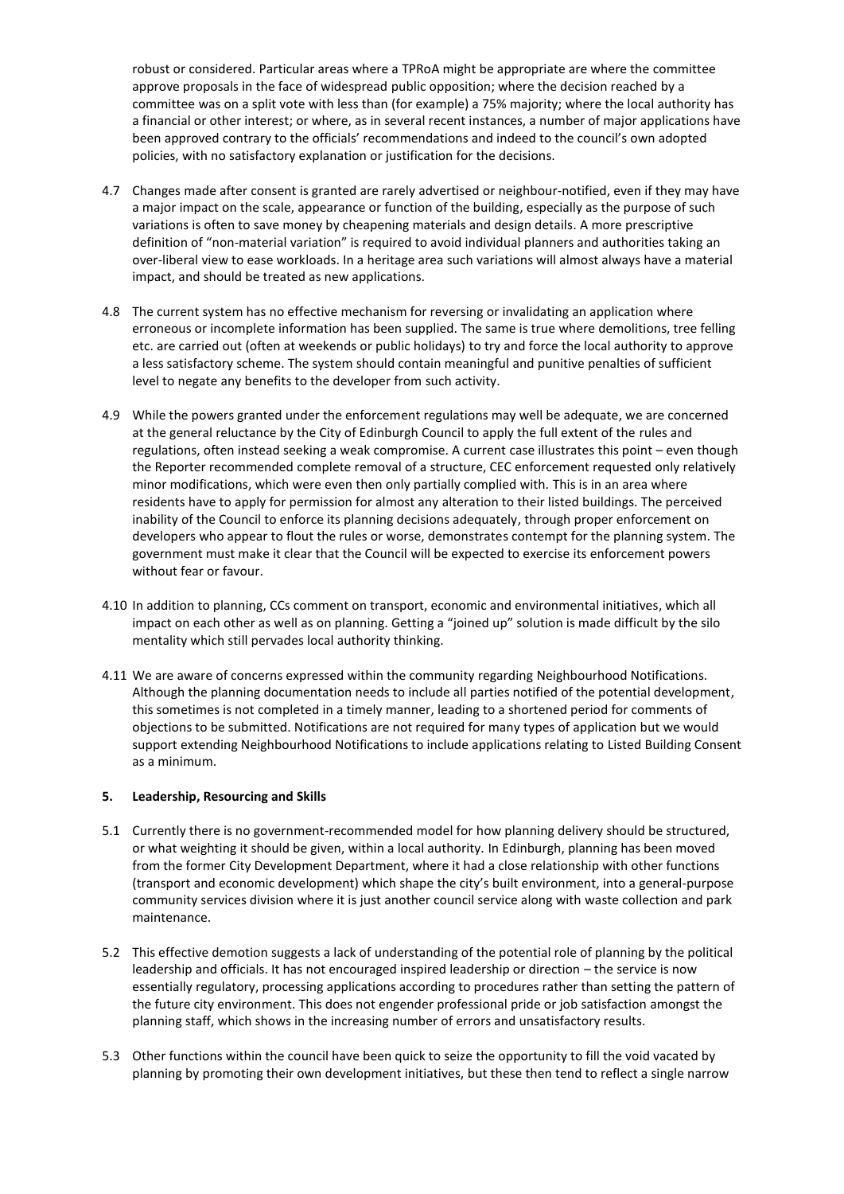robust or considered. Particular areas where a TPRoA might be appropriate are where the committee approve proposals in the face of widespread public opposition; where the decision reached by a committee was on a split vote with less than (for example) a 75% majority; where the local authority has a financial or other interest; or where, as in several recent instances, a number of major applications have been approved contrary to the officials' recommendations and indeed to the council's own adopted policies, with no satisfactory explanation or justification for the decisions.

4.7 Changes made after consent is granted are rarely advertised or neighbour-notified, even if they may have a major impact on the scale, appearance or function of the building, especially as the purpose of such variations is often to save money by cheapening materials and design details. A more prescriptive definition of "non-material variation" is required to avoid individual planners and authorities taking an over-liberal view to ease workloads. In a heritage area such variations will almost always have a material impact, and should be treated as new applications.

4.8 The current system has no effective mechanism for reversing or invalidating an application where erroneous or incomplete information has been supplied. The same is true where demolitions, tree felling etc. are carried out (often at weekends or public holidays) to try and force the local authority to approve a less satisfactory scheme. The system should contain meaningful and punitive penalties of sufficient level to negate any benefits to the developer from such activity.

4.9 While the powers granted under the enforcement regulations may well be adequate, we are concerned at the general reluctance by the City of Edinburgh Council to apply the full extent of the rules and regulations, often instead seeking a weak compromise. A current case illustrates this point – even though the Reporter recommended complete removal of a structure, CEC enforcement requested only relatively minor modifications, which were even then only partially complied with. This is in an area where residents have to apply for permission for almost any alteration to their listed buildings. The perceived inability of the Council to enforce its planning decisions adequately, through proper enforcement on developers who appear to flout the rules or worse, demonstrates contempt for the planning system. The government must make it clear that the Council will be expected to exercise its enforcement powers without fear or favour.

4.10 In addition to planning, CCs comment on transport, economic and environmental initiatives, which all impact on each other as well as on planning. Getting a "joined up" solution is made difficult by the silo mentality which still pervades local authority thinking.

4.11 We are aware of concerns expressed within the community regarding Neighbourhood Notifications. Although the planning documentation needs to include all parties notified of the potential development, this sometimes is not completed in a timely manner, leading to a shortened period for comments of objections to be submitted. Notifications are not required for many types of application but we would support extending Neighbourhood Notifications to include applications relating to Listed Building Consent as a minimum.

## 5. Leadership, Resourcing and Skills

5.1 Currently there is no government-recommended model for how planning delivery should be structured, or what weighting it should be given, within a local authority. In Edinburgh, planning has been moved from the former City Development Department, where it had a close relationship with other functions (transport and economic development) which shape the city's built environment, into a general-purpose community services division where it is just another council service along with waste collection and park maintenance.

5.2 This effective demotion suggests a lack of understanding of the potential role of planning by the political leadership and officials. It has not encouraged inspired leadership or direction – the service is now essentially regulatory, processing applications according to procedures rather than setting the pattern of the future city environment. This does not engender professional pride or job satisfaction amongst the planning staff, which shows in the increasing number of errors and unsatisfactory results.

5.3 Other functions within the council have been quick to seize the opportunity to fill the void vacated by planning by promoting their own development initiatives, but these then tend to reflect a single narrow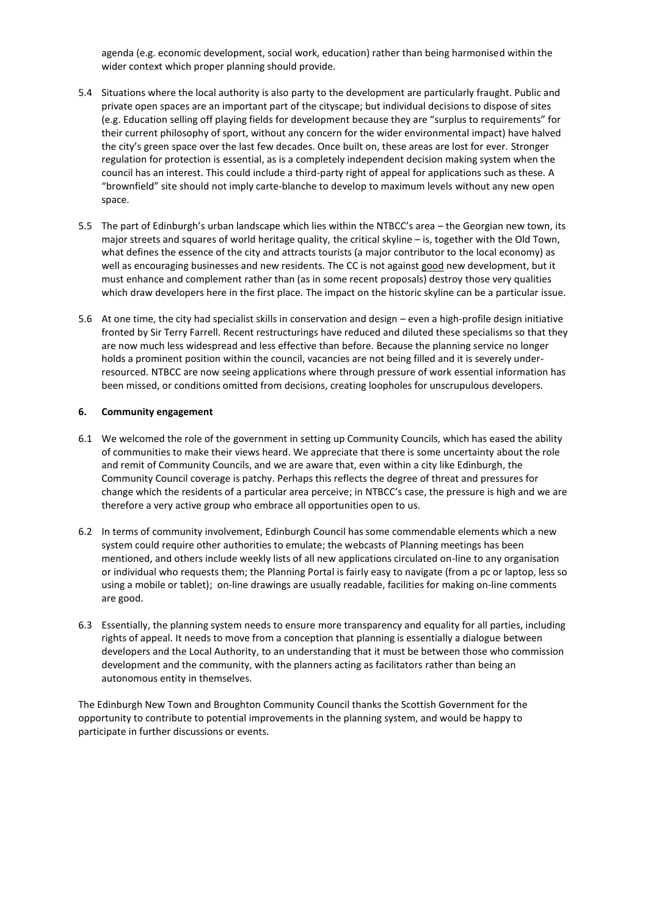agenda (e.g. economic development, social work, education) rather than being harmonised within the wider context which proper planning should provide.

5.4 Situations where the local authority is also party to the development are particularly fraught. Public and private open spaces are an important part of the cityscape; but individual decisions to dispose of sites (e.g. Education selling off playing fields for development because they are "surplus to requirements" for their current philosophy of sport, without any concern for the wider environmental impact) have halved the city's green space over the last few decades. Once built on, these areas are lost for ever. Stronger regulation for protection is essential, as is a completely independent decision making system when the council has an interest. This could include a third-party right of appeal for applications such as these. A "brownfield" site should not imply carte-blanche to develop to maximum levels without any new open space.

5.5 The part of Edinburgh's urban landscape which lies within the NTBCC's area – the Georgian new town, its major streets and squares of world heritage quality, the critical skyline – is, together with the Old Town, what defines the essence of the city and attracts tourists (a major contributor to the local economy) as well as encouraging businesses and new residents. The CC is not against good new development, but it must enhance and complement rather than (as in some recent proposals) destroy those very qualities which draw developers here in the first place. The impact on the historic skyline can be a particular issue.

5.6 At one time, the city had specialist skills in conservation and design – even a high-profile design initiative fronted by Sir Terry Farrell. Recent restructurings have reduced and diluted these specialisms so that they are now much less widespread and less effective than before. Because the planning service no longer holds a prominent position within the council, vacancies are not being filled and it is severely under-resourced. NTBCC are now seeing applications where through pressure of work essential information has been missed, or conditions omitted from decisions, creating loopholes for unscrupulous developers.

**6. Community engagement**

6.1 We welcomed the role of the government in setting up Community Councils, which has eased the ability of communities to make their views heard. We appreciate that there is some uncertainty about the role and remit of Community Councils, and we are aware that, even within a city like Edinburgh, the Community Council coverage is patchy. Perhaps this reflects the degree of threat and pressures for change which the residents of a particular area perceive; in NTBCC's case, the pressure is high and we are therefore a very active group who embrace all opportunities open to us.

6.2 In terms of community involvement, Edinburgh Council has some commendable elements which a new system could require other authorities to emulate; the webcasts of Planning meetings has been mentioned, and others include weekly lists of all new applications circulated on-line to any organisation or individual who requests them; the Planning Portal is fairly easy to navigate (from a pc or laptop, less so using a mobile or tablet); on-line drawings are usually readable, facilities for making on-line comments are good.

6.3 Essentially, the planning system needs to ensure more transparency and equality for all parties, including rights of appeal. It needs to move from a conception that planning is essentially a dialogue between developers and the Local Authority, to an understanding that it must be between those who commission development and the community, with the planners acting as facilitators rather than being an autonomous entity in themselves.

The Edinburgh New Town and Broughton Community Council thanks the Scottish Government for the opportunity to contribute to potential improvements in the planning system, and would be happy to participate in further discussions or events.